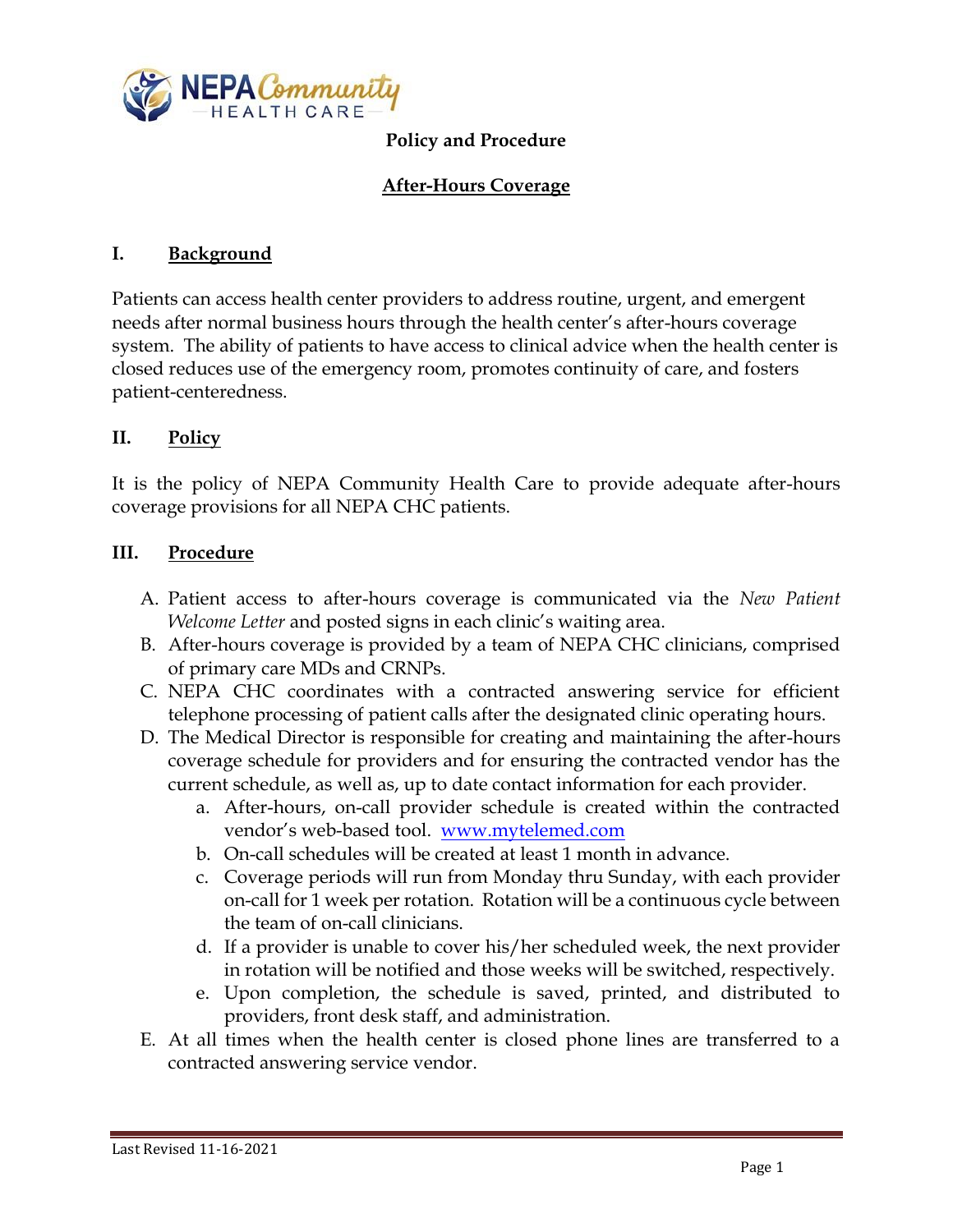**Policy and Procedure**

## After-Hours Coverage

### I. Background

Patients can access health center providers to address routine, urgent, and emergent needs after normal business hours through the health center's after-hours coverage system. The ability of patients to have access to clinical advice when the health center is closed reduces use of the emergency room, promotes continuity of care, and fosters patient-centeredness.

### II. Policy

It is the policy of NEPA Community Health Care to provide adequate after-hours coverage provisions for all NEPA CHC patients.

### III. Procedure

A. Patient access to after-hours coverage is communicated via the *New Patient Welcome Letter* and posted signs in each clinic's waiting area.

B. After-hours coverage is provided by a team of NEPA CHC clinicians, comprised of primary care MDs and CRNPs.

C. NEPA CHC coordinates with a contracted answering service for efficient telephone processing of patient calls after the designated clinic operating hours.

D. The Medical Director is responsible for creating and maintaining the after-hours coverage schedule for providers and for ensuring the contracted vendor has the current schedule, as well as, up to date contact information for each provider.

   a. After-hours, on-call provider schedule is created within the contracted vendor's web-based tool. www.mytelemed.com

   b. On-call schedules will be created at least 1 month in advance.

   c. Coverage periods will run from Monday thru Sunday, with each provider on-call for 1 week per rotation. Rotation will be a continuous cycle between the team of on-call clinicians.

   d. If a provider is unable to cover his/her scheduled week, the next provider in rotation will be notified and those weeks will be switched, respectively.

   e. Upon completion, the schedule is saved, printed, and distributed to providers, front desk staff, and administration.

E. At all times when the health center is closed phone lines are transferred to a contracted answering service vendor.

Last Revised 11-16-2021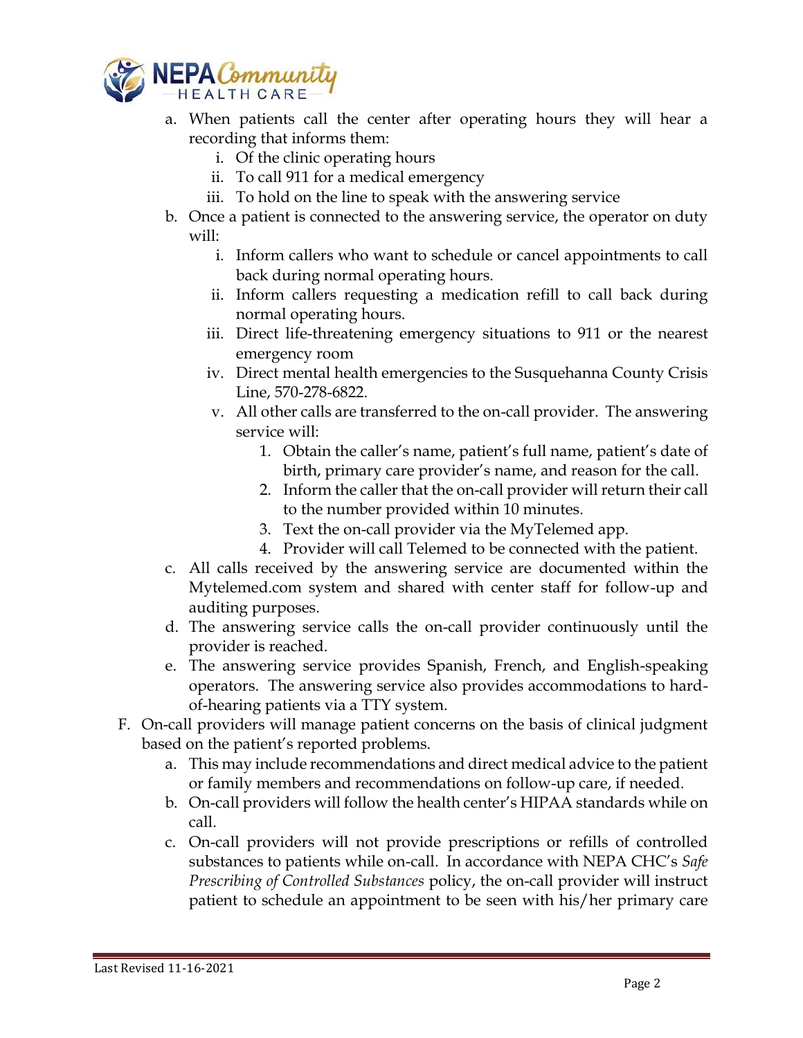a. When patients call the center after operating hours they will hear a recording that informs them:
    i. Of the clinic operating hours
    ii. To call 911 for a medical emergency
    iii. To hold on the line to speak with the answering service
b. Once a patient is connected to the answering service, the operator on duty will:
    i. Inform callers who want to schedule or cancel appointments to call back during normal operating hours.
    ii. Inform callers requesting a medication refill to call back during normal operating hours.
    iii. Direct life-threatening emergency situations to 911 or the nearest emergency room
    iv. Direct mental health emergencies to the Susquehanna County Crisis Line, 570-278-6822.
    v. All other calls are transferred to the on-call provider. The answering service will:
        1. Obtain the caller's name, patient's full name, patient's date of birth, primary care provider's name, and reason for the call.
        2. Inform the caller that the on-call provider will return their call to the number provided within 10 minutes.
        3. Text the on-call provider via the MyTelemed app.
        4. Provider will call Telemed to be connected with the patient.
c. All calls received by the answering service are documented within the Mytelemed.com system and shared with center staff for follow-up and auditing purposes.
d. The answering service calls the on-call provider continuously until the provider is reached.
e. The answering service provides Spanish, French, and English-speaking operators. The answering service also provides accommodations to hard-of-hearing patients via a TTY system.

F. On-call providers will manage patient concerns on the basis of clinical judgment based on the patient's reported problems.
    a. This may include recommendations and direct medical advice to the patient or family members and recommendations on follow-up care, if needed.
    b. On-call providers will follow the health center's HIPAA standards while on call.
    c. On-call providers will not provide prescriptions or refills of controlled substances to patients while on-call. In accordance with NEPA CHC's *Safe Prescribing of Controlled Substances* policy, the on-call provider will instruct patient to schedule an appointment to be seen with his/her primary care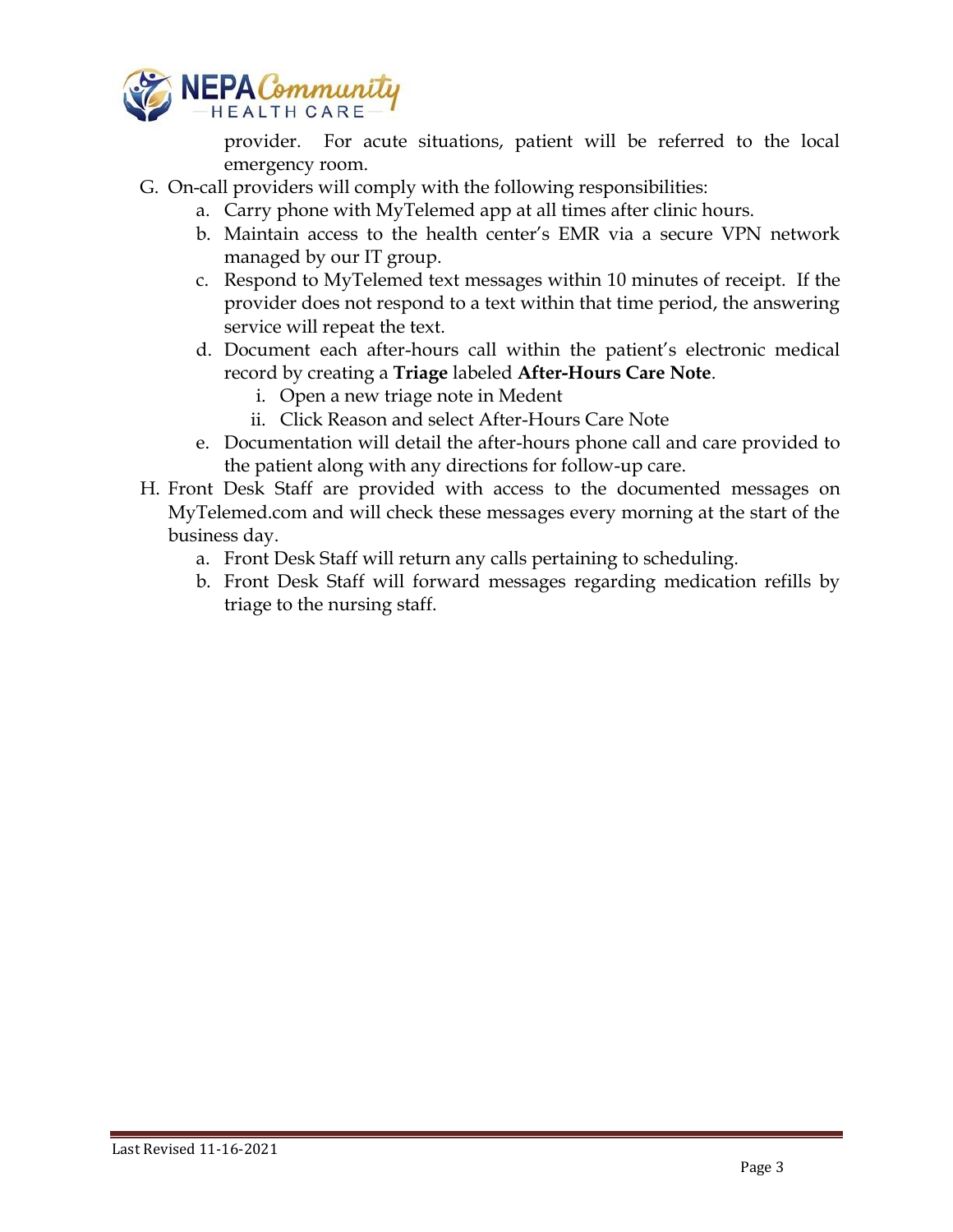provider. For acute situations, patient will be referred to the local emergency room.

G. On-call providers will comply with the following responsibilities:
   a. Carry phone with MyTelemed app at all times after clinic hours.
   b. Maintain access to the health center's EMR via a secure VPN network managed by our IT group.
   c. Respond to MyTelemed text messages within 10 minutes of receipt. If the provider does not respond to a text within that time period, the answering service will repeat the text.
   d. Document each after-hours call within the patient's electronic medical record by creating a **Triage** labeled **After-Hours Care Note**.
      i. Open a new triage note in Medent
      ii. Click Reason and select After-Hours Care Note
   e. Documentation will detail the after-hours phone call and care provided to the patient along with any directions for follow-up care.

H. Front Desk Staff are provided with access to the documented messages on MyTelemed.com and will check these messages every morning at the start of the business day.
   a. Front Desk Staff will return any calls pertaining to scheduling.
   b. Front Desk Staff will forward messages regarding medication refills by triage to the nursing staff.

Last Revised 11-16-2021